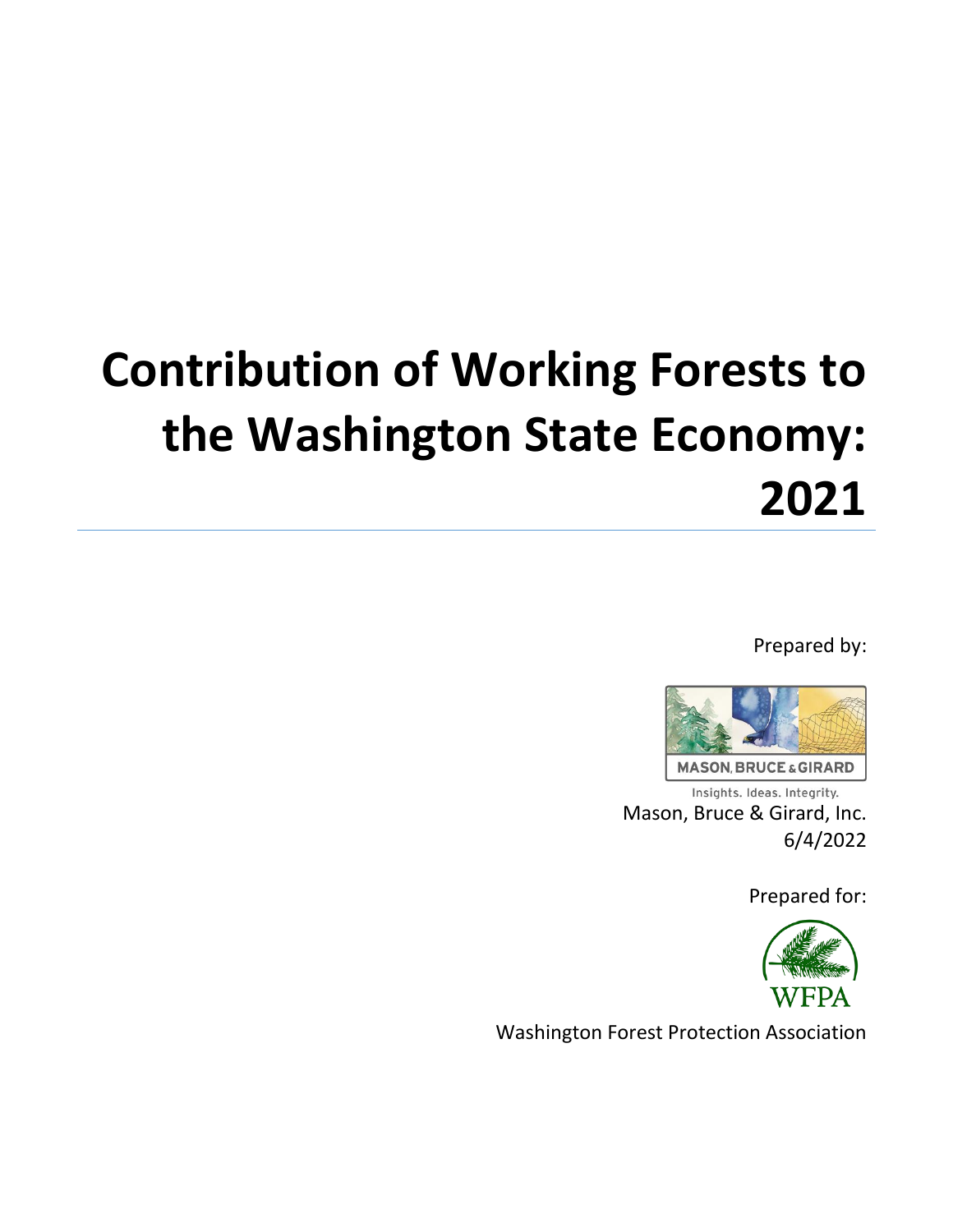# Contribution of Working Forests to the Washington State Economy: 2021

Prepared by:

MASON, BRUCE & GIRARD

Insights. Ideas. Integrity.

Mason, Bruce & Girard, Inc.

6/4/2022

Prepared for:

WFPA

Washington Forest Protection Association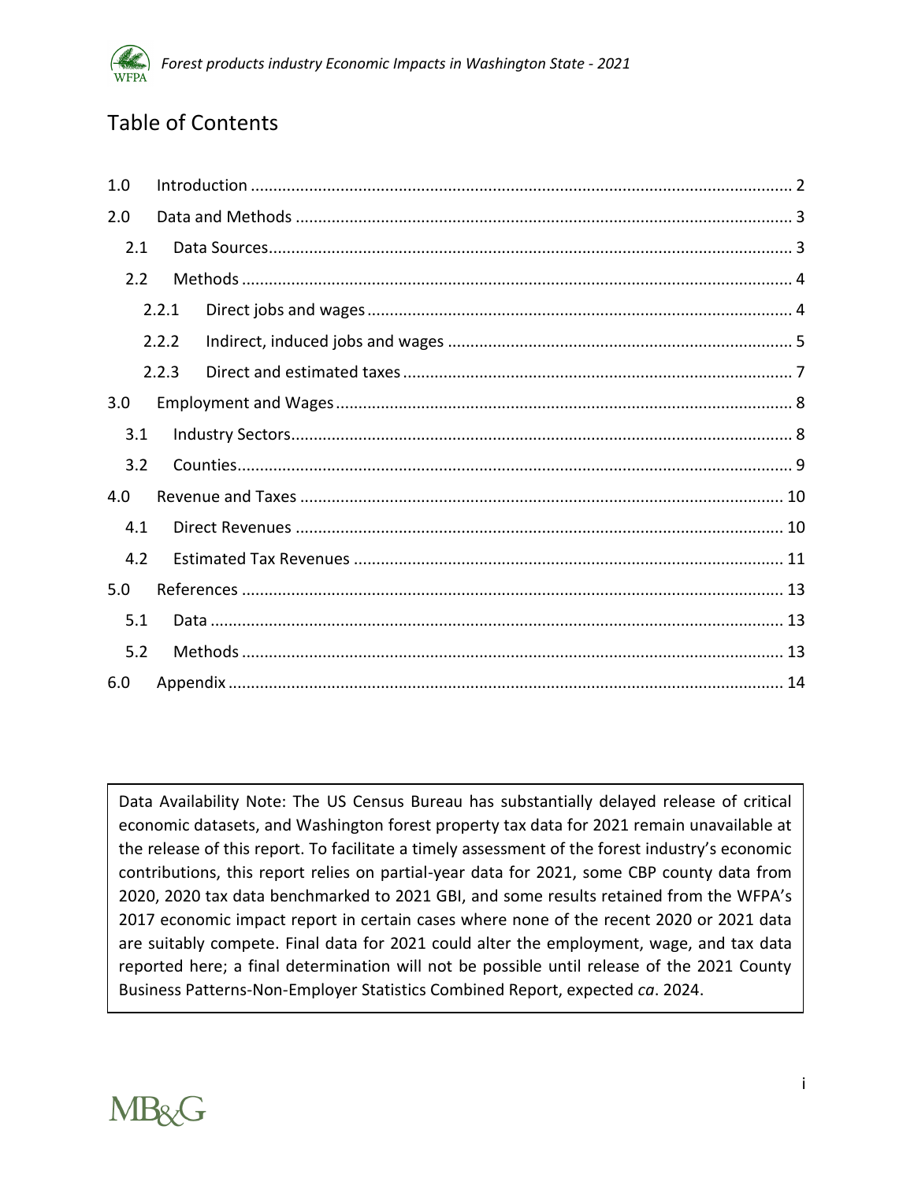# Table of Contents

| | | |
|---|---|---|
| 1.0 | Introduction | 2 |
| 2.0 | Data and Methods | 3 |
| 2.1 | Data Sources | 3 |
| 2.2 | Methods | 4 |
| 2.2.1 | Direct jobs and wages | 4 |
| 2.2.2 | Indirect, induced jobs and wages | 5 |
| 2.2.3 | Direct and estimated taxes | 7 |
| 3.0 | Employment and Wages | 8 |
| 3.1 | Industry Sectors | 8 |
| 3.2 | Counties | 9 |
| 4.0 | Revenue and Taxes | 10 |
| 4.1 | Direct Revenues | 10 |
| 4.2 | Estimated Tax Revenues | 11 |
| 5.0 | References | 13 |
| 5.1 | Data | 13 |
| 5.2 | Methods | 13 |
| 6.0 | Appendix | 14 |

Data Availability Note: The US Census Bureau has substantially delayed release of critical economic datasets, and Washington forest property tax data for 2021 remain unavailable at the release of this report. To facilitate a timely assessment of the forest industry's economic contributions, this report relies on partial-year data for 2021, some CBP county data from 2020, 2020 tax data benchmarked to 2021 GBI, and some results retained from the WFPA's 2017 economic impact report in certain cases where none of the recent 2020 or 2021 data are suitably compete. Final data for 2021 could alter the employment, wage, and tax data reported here; a final determination will not be possible until release of the 2021 County Business Patterns-Non-Employer Statistics Combined Report, expected *ca*. 2024.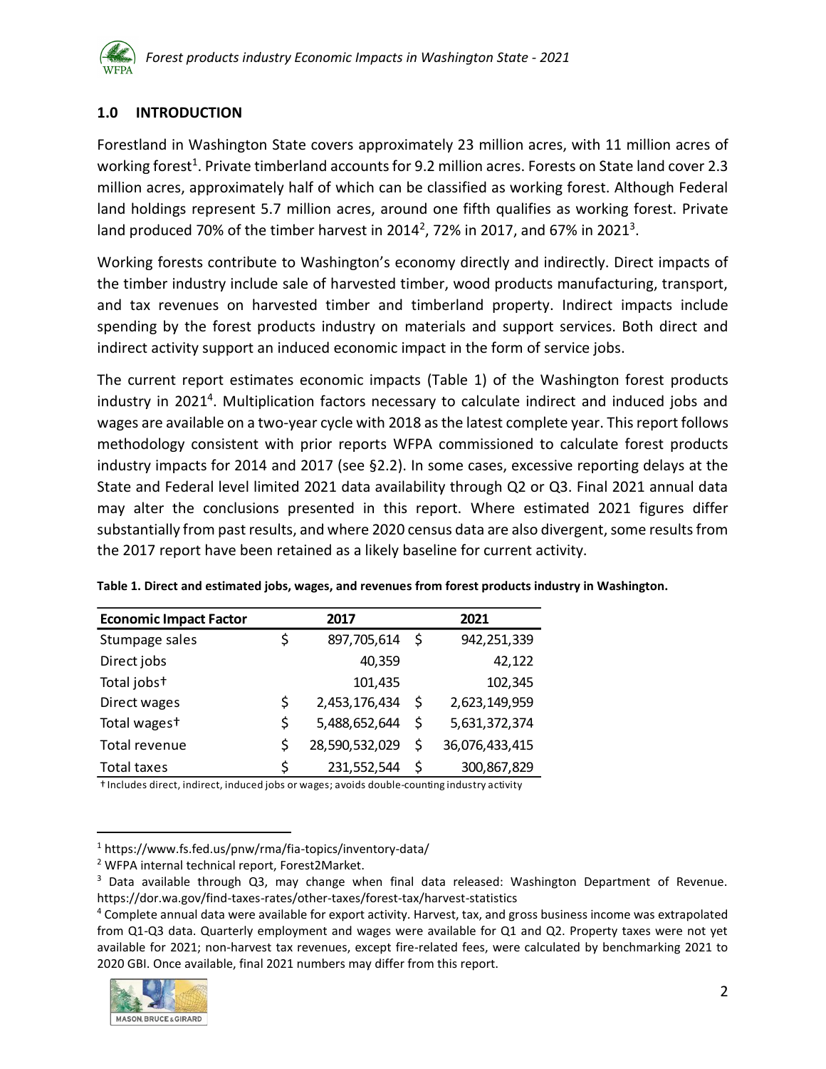## 1.0 INTRODUCTION

Forestland in Washington State covers approximately 23 million acres, with 11 million acres of working forest[1]. Private timberland accounts for 9.2 million acres. Forests on State land cover 2.3 million acres, approximately half of which can be classified as working forest. Although Federal land holdings represent 5.7 million acres, around one fifth qualifies as working forest. Private land produced 70% of the timber harvest in 2014[2], 72% in 2017, and 67% in 2021[3].

Working forests contribute to Washington's economy directly and indirectly. Direct impacts of the timber industry include sale of harvested timber, wood products manufacturing, transport, and tax revenues on harvested timber and timberland property. Indirect impacts include spending by the forest products industry on materials and support services. Both direct and indirect activity support an induced economic impact in the form of service jobs.

The current report estimates economic impacts (Table 1) of the Washington forest products industry in 2021[4]. Multiplication factors necessary to calculate indirect and induced jobs and wages are available on a two-year cycle with 2018 as the latest complete year. This report follows methodology consistent with prior reports WFPA commissioned to calculate forest products industry impacts for 2014 and 2017 (see §2.2). In some cases, excessive reporting delays at the State and Federal level limited 2021 data availability through Q2 or Q3. Final 2021 annual data may alter the conclusions presented in this report. Where estimated 2021 figures differ substantially from past results, and where 2020 census data are also divergent, some results from the 2017 report have been retained as a likely baseline for current activity.

**Table 1. Direct and estimated jobs, wages, and revenues from forest products industry in Washington.**

| Economic Impact Factor | 2017 | 2021 |
|---|---|---|
| Stumpage sales | $ 897,705,614 | $ 942,251,339 |
| Direct jobs | 40,359 | 42,122 |
| Total jobs† | 101,435 | 102,345 |
| Direct wages | $ 2,453,176,434 | $ 2,623,149,959 |
| Total wages† | $ 5,488,652,644 | $ 5,631,372,374 |
| Total revenue | $ 28,590,532,029 | $ 36,076,433,415 |
| Total taxes | $ 231,552,544 | $ 300,867,829 |

† Includes direct, indirect, induced jobs or wages; avoids double-counting industry activity

---

[1] https://www.fs.fed.us/pnw/rma/fia-topics/inventory-data/

[2] WFPA internal technical report, Forest2Market.

[3] Data available through Q3, may change when final data released: Washington Department of Revenue. https://dor.wa.gov/find-taxes-rates/other-taxes/forest-tax/harvest-statistics

[4] Complete annual data were available for export activity. Harvest, tax, and gross business income was extrapolated from Q1-Q3 data. Quarterly employment and wages were available for Q1 and Q2. Property taxes were not yet available for 2021; non-harvest tax revenues, except fire-related fees, were calculated by benchmarking 2021 to 2020 GBI. Once available, final 2021 numbers may differ from this report.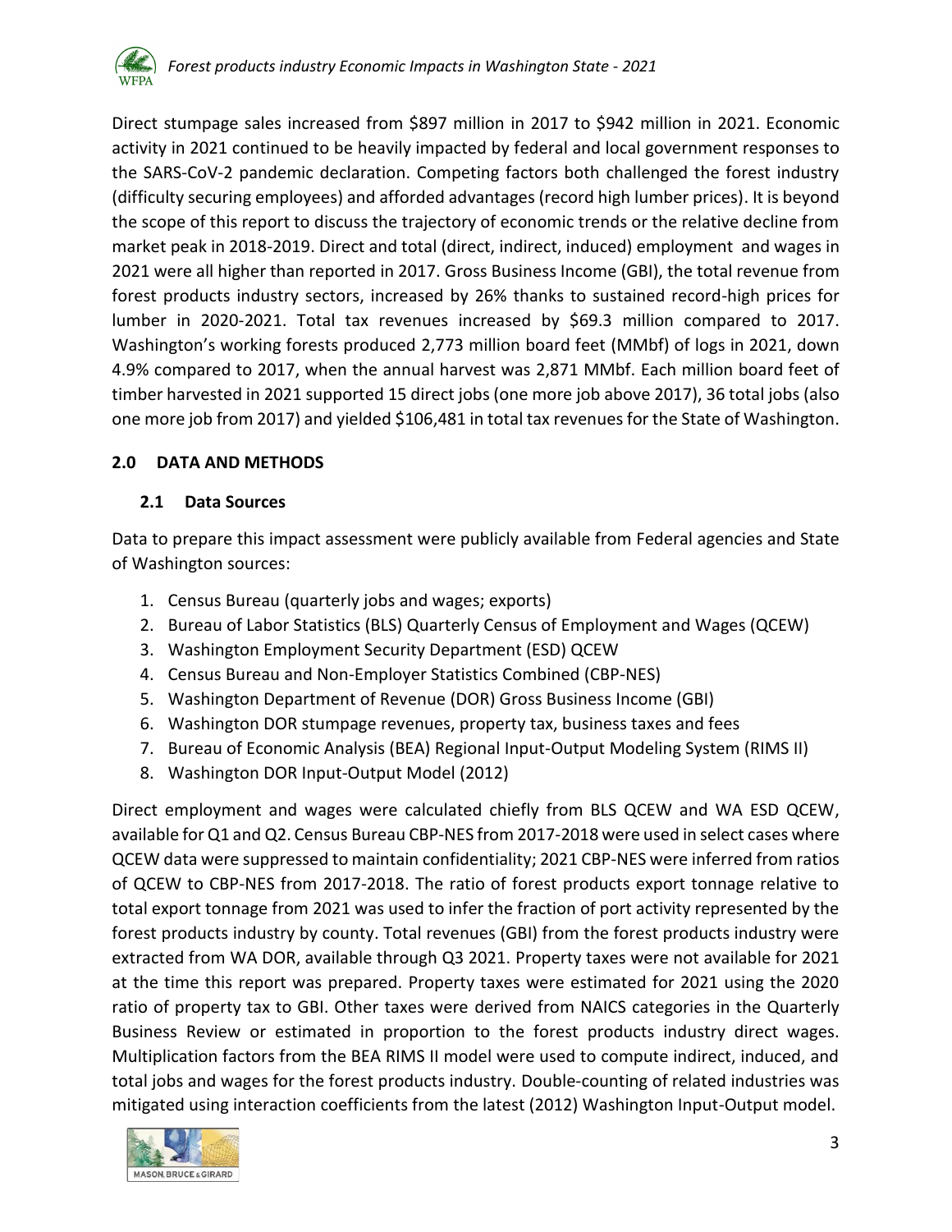Direct stumpage sales increased from $897 million in 2017 to $942 million in 2021. Economic activity in 2021 continued to be heavily impacted by federal and local government responses to the SARS-CoV-2 pandemic declaration. Competing factors both challenged the forest industry (difficulty securing employees) and afforded advantages (record high lumber prices). It is beyond the scope of this report to discuss the trajectory of economic trends or the relative decline from market peak in 2018-2019. Direct and total (direct, indirect, induced) employment and wages in 2021 were all higher than reported in 2017. Gross Business Income (GBI), the total revenue from forest products industry sectors, increased by 26% thanks to sustained record-high prices for lumber in 2020-2021. Total tax revenues increased by $69.3 million compared to 2017. Washington's working forests produced 2,773 million board feet (MMbf) of logs in 2021, down 4.9% compared to 2017, when the annual harvest was 2,871 MMbf. Each million board feet of timber harvested in 2021 supported 15 direct jobs (one more job above 2017), 36 total jobs (also one more job from 2017) and yielded $106,481 in total tax revenues for the State of Washington.

## 2.0 DATA AND METHODS

### 2.1 Data Sources

Data to prepare this impact assessment were publicly available from Federal agencies and State of Washington sources:

1. Census Bureau (quarterly jobs and wages; exports)
2. Bureau of Labor Statistics (BLS) Quarterly Census of Employment and Wages (QCEW)
3. Washington Employment Security Department (ESD) QCEW
4. Census Bureau and Non-Employer Statistics Combined (CBP-NES)
5. Washington Department of Revenue (DOR) Gross Business Income (GBI)
6. Washington DOR stumpage revenues, property tax, business taxes and fees
7. Bureau of Economic Analysis (BEA) Regional Input-Output Modeling System (RIMS II)
8. Washington DOR Input-Output Model (2012)

Direct employment and wages were calculated chiefly from BLS QCEW and WA ESD QCEW, available for Q1 and Q2. Census Bureau CBP-NES from 2017-2018 were used in select cases where QCEW data were suppressed to maintain confidentiality; 2021 CBP-NES were inferred from ratios of QCEW to CBP-NES from 2017-2018. The ratio of forest products export tonnage relative to total export tonnage from 2021 was used to infer the fraction of port activity represented by the forest products industry by county. Total revenues (GBI) from the forest products industry were extracted from WA DOR, available through Q3 2021. Property taxes were not available for 2021 at the time this report was prepared. Property taxes were estimated for 2021 using the 2020 ratio of property tax to GBI. Other taxes were derived from NAICS categories in the Quarterly Business Review or estimated in proportion to the forest products industry direct wages. Multiplication factors from the BEA RIMS II model were used to compute indirect, induced, and total jobs and wages for the forest products industry. Double-counting of related industries was mitigated using interaction coefficients from the latest (2012) Washington Input-Output model.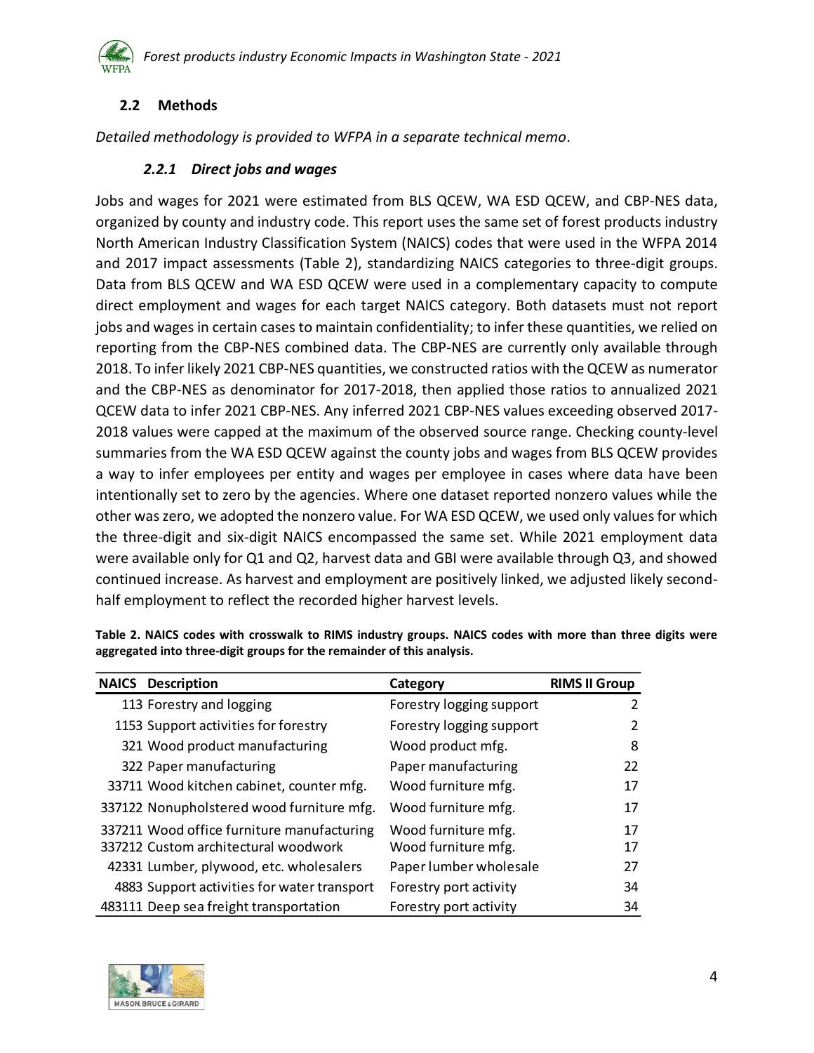## 2.2 Methods

*Detailed methodology is provided to WFPA in a separate technical memo*.

### *2.2.1 Direct jobs and wages*

Jobs and wages for 2021 were estimated from BLS QCEW, WA ESD QCEW, and CBP-NES data, organized by county and industry code. This report uses the same set of forest products industry North American Industry Classification System (NAICS) codes that were used in the WFPA 2014 and 2017 impact assessments (Table 2), standardizing NAICS categories to three-digit groups. Data from BLS QCEW and WA ESD QCEW were used in a complementary capacity to compute direct employment and wages for each target NAICS category. Both datasets must not report jobs and wages in certain cases to maintain confidentiality; to infer these quantities, we relied on reporting from the CBP-NES combined data. The CBP-NES are currently only available through 2018. To infer likely 2021 CBP-NES quantities, we constructed ratios with the QCEW as numerator and the CBP-NES as denominator for 2017-2018, then applied those ratios to annualized 2021 QCEW data to infer 2021 CBP-NES. Any inferred 2021 CBP-NES values exceeding observed 2017-2018 values were capped at the maximum of the observed source range. Checking county-level summaries from the WA ESD QCEW against the county jobs and wages from BLS QCEW provides a way to infer employees per entity and wages per employee in cases where data have been intentionally set to zero by the agencies. Where one dataset reported nonzero values while the other was zero, we adopted the nonzero value. For WA ESD QCEW, we used only values for which the three-digit and six-digit NAICS encompassed the same set. While 2021 employment data were available only for Q1 and Q2, harvest data and GBI were available through Q3, and showed continued increase. As harvest and employment are positively linked, we adjusted likely second-half employment to reflect the recorded higher harvest levels.

**Table 2. NAICS codes with crosswalk to RIMS industry groups. NAICS codes with more than three digits were aggregated into three-digit groups for the remainder of this analysis.**

| NAICS | Description | Category | RIMS II Group |
|---|---|---|---|
| 113 | Forestry and logging | Forestry logging support | 2 |
| 1153 | Support activities for forestry | Forestry logging support | 2 |
| 321 | Wood product manufacturing | Wood product mfg. | 8 |
| 322 | Paper manufacturing | Paper manufacturing | 22 |
| 33711 | Wood kitchen cabinet, counter mfg. | Wood furniture mfg. | 17 |
| 337122 | Nonupholstered wood furniture mfg. | Wood furniture mfg. | 17 |
| 337211 | Wood office furniture manufacturing | Wood furniture mfg. | 17 |
| 337212 | Custom architectural woodwork | Wood furniture mfg. | 17 |
| 42331 | Lumber, plywood, etc. wholesalers | Paper lumber wholesale | 27 |
| 4883 | Support activities for water transport | Forestry port activity | 34 |
| 483111 | Deep sea freight transportation | Forestry port activity | 34 |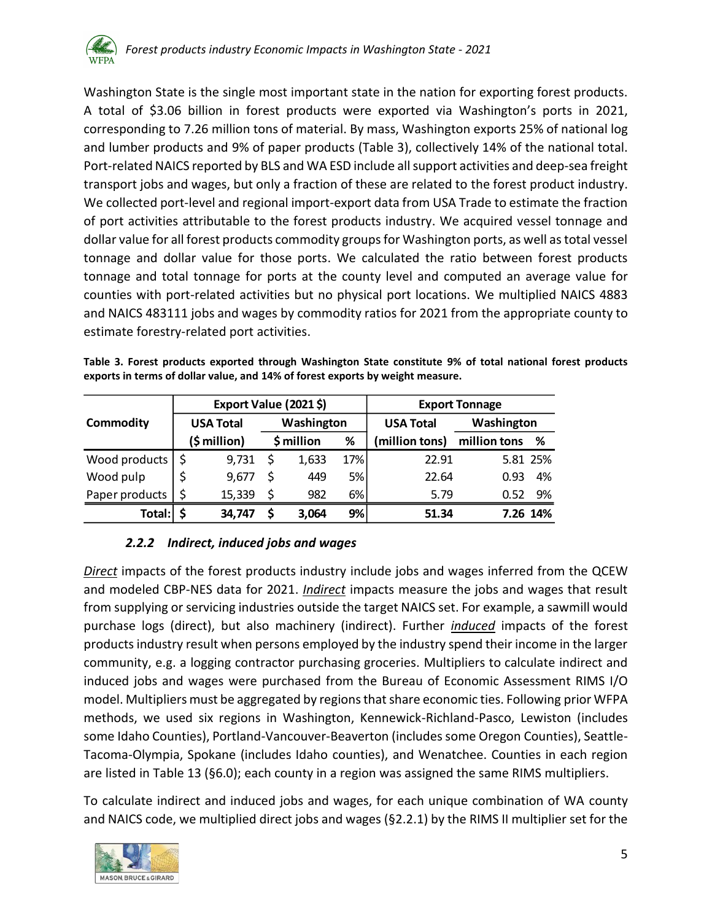Washington State is the single most important state in the nation for exporting forest products. A total of $3.06 billion in forest products were exported via Washington's ports in 2021, corresponding to 7.26 million tons of material. By mass, Washington exports 25% of national log and lumber products and 9% of paper products (Table 3), collectively 14% of the national total. Port-related NAICS reported by BLS and WA ESD include all support activities and deep-sea freight transport jobs and wages, but only a fraction of these are related to the forest product industry. We collected port-level and regional import-export data from USA Trade to estimate the fraction of port activities attributable to the forest products industry. We acquired vessel tonnage and dollar value for all forest products commodity groups for Washington ports, as well as total vessel tonnage and dollar value for those ports. We calculated the ratio between forest products tonnage and total tonnage for ports at the county level and computed an average value for counties with port-related activities but no physical port locations. We multiplied NAICS 4883 and NAICS 483111 jobs and wages by commodity ratios for 2021 from the appropriate county to estimate forestry-related port activities.

**Table 3. Forest products exported through Washington State constitute 9% of total national forest products exports in terms of dollar value, and 14% of forest exports by weight measure.**

| Commodity | Export Value (2021 $) | | | Export Tonnage | | |
|---|---|---|---|---|---|---|
| | USA Total | Washington | | USA Total | Washington | |
| | ($ million) | $ million | % | (million tons) | million tons | % |
| Wood products | $ 9,731 | $ 1,633 | 17% | 22.91 | 5.81 | 25% |
| Wood pulp | $ 9,677 | $ 449 | 5% | 22.64 | 0.93 | 4% |
| Paper products | $ 15,339 | $ 982 | 6% | 5.79 | 0.52 | 9% |
| **Total:** | **$ 34,747** | **$ 3,064** | **9%** | **51.34** | **7.26** | **14%** |

### *2.2.2 Indirect, induced jobs and wages*

***Direct*** impacts of the forest products industry include jobs and wages inferred from the QCEW and modeled CBP-NES data for 2021. ***Indirect*** impacts measure the jobs and wages that result from supplying or servicing industries outside the target NAICS set. For example, a sawmill would purchase logs (direct), but also machinery (indirect). Further ***induced*** impacts of the forest products industry result when persons employed by the industry spend their income in the larger community, e.g. a logging contractor purchasing groceries. Multipliers to calculate indirect and induced jobs and wages were purchased from the Bureau of Economic Assessment RIMS I/O model. Multipliers must be aggregated by regions that share economic ties. Following prior WFPA methods, we used six regions in Washington, Kennewick-Richland-Pasco, Lewiston (includes some Idaho Counties), Portland-Vancouver-Beaverton (includes some Oregon Counties), Seattle-Tacoma-Olympia, Spokane (includes Idaho counties), and Wenatchee. Counties in each region are listed in Table 13 (§6.0); each county in a region was assigned the same RIMS multipliers.

To calculate indirect and induced jobs and wages, for each unique combination of WA county and NAICS code, we multiplied direct jobs and wages (§2.2.1) by the RIMS II multiplier set for the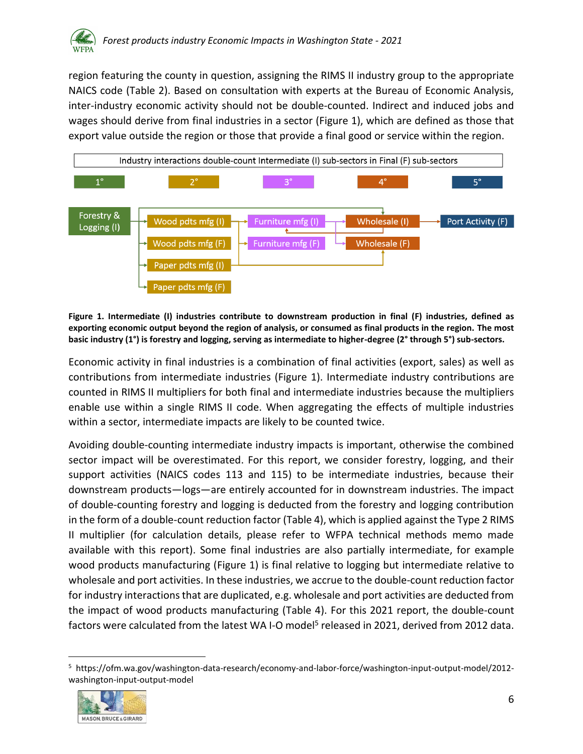region featuring the county in question, assigning the RIMS II industry group to the appropriate NAICS code (Table 2). Based on consultation with experts at the Bureau of Economic Analysis, inter-industry economic activity should not be double-counted. Indirect and induced jobs and wages should derive from final industries in a sector (Figure 1), which are defined as those that export value outside the region or those that provide a final good or service within the region.

Industry interactions double-count Intermediate (I) sub-sectors in Final (F) sub-sectors

| 1° | 2° | 3° | 4° | 5° |
|---|---|---|---|---|
| Forestry & Logging (I) | Wood pdts mfg (I) | Furniture mfg (I) | Wholesale (I) | Port Activity (F) |
| | Wood pdts mfg (F) | Furniture mfg (F) | Wholesale (F) | |
| | Paper pdts mfg (I) | | | |
| | Paper pdts mfg (F) | | | |

**Figure 1. Intermediate (I) industries contribute to downstream production in final (F) industries, defined as exporting economic output beyond the region of analysis, or consumed as final products in the region. The most basic industry (1°) is forestry and logging, serving as intermediate to higher-degree (2° through 5°) sub-sectors.**

Economic activity in final industries is a combination of final activities (export, sales) as well as contributions from intermediate industries (Figure 1). Intermediate industry contributions are counted in RIMS II multipliers for both final and intermediate industries because the multipliers enable use within a single RIMS II code. When aggregating the effects of multiple industries within a sector, intermediate impacts are likely to be counted twice.

Avoiding double-counting intermediate industry impacts is important, otherwise the combined sector impact will be overestimated. For this report, we consider forestry, logging, and their support activities (NAICS codes 113 and 115) to be intermediate industries, because their downstream products—logs—are entirely accounted for in downstream industries. The impact of double-counting forestry and logging is deducted from the forestry and logging contribution in the form of a double-count reduction factor (Table 4), which is applied against the Type 2 RIMS II multiplier (for calculation details, please refer to WFPA technical methods memo made available with this report). Some final industries are also partially intermediate, for example wood products manufacturing (Figure 1) is final relative to logging but intermediate relative to wholesale and port activities. In these industries, we accrue to the double-count reduction factor for industry interactions that are duplicated, e.g. wholesale and port activities are deducted from the impact of wood products manufacturing (Table 4). For this 2021 report, the double-count factors were calculated from the latest WA I-O model[5] released in 2021, derived from 2012 data.

[5] https://ofm.wa.gov/washington-data-research/economy-and-labor-force/washington-input-output-model/2012-washington-input-output-model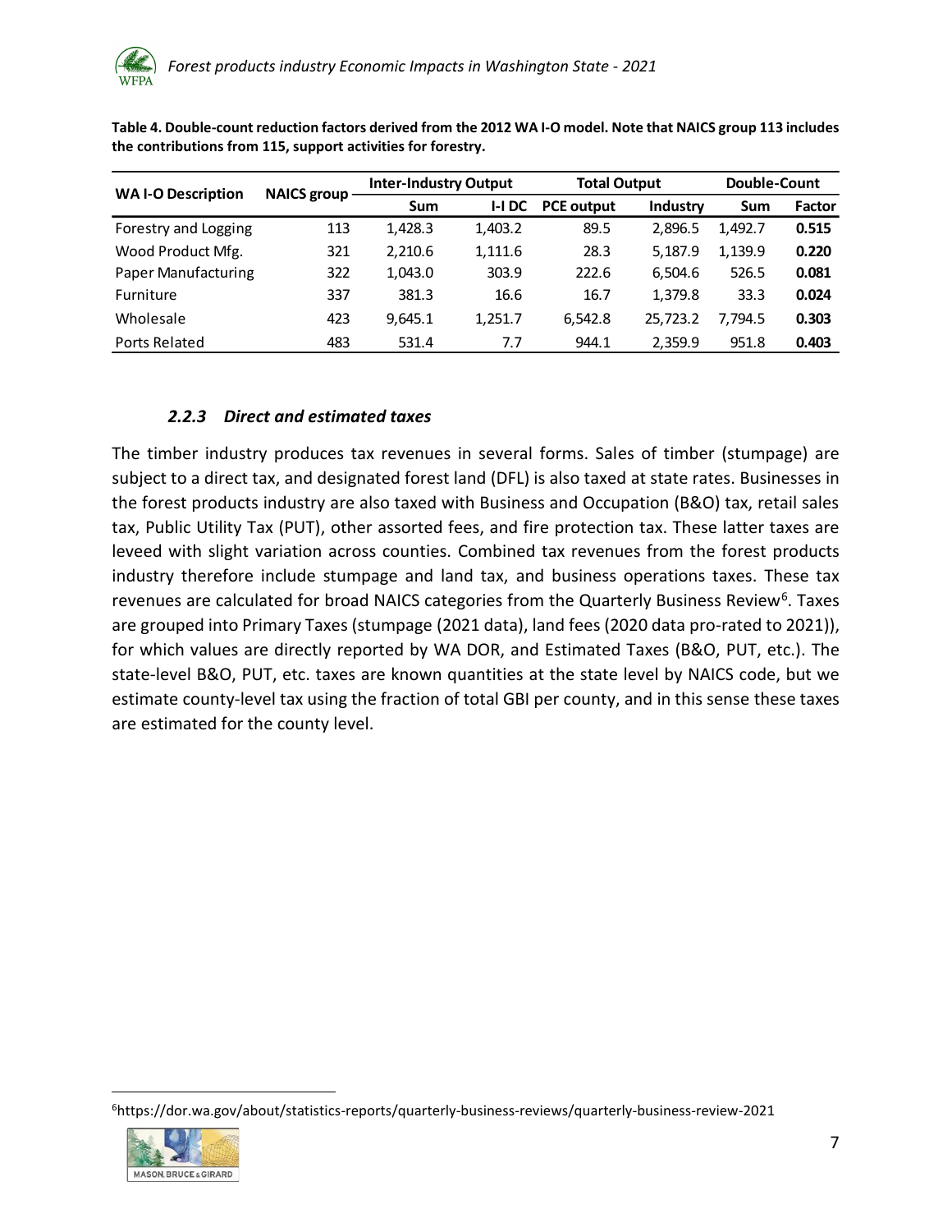**Table 4. Double-count reduction factors derived from the 2012 WA I-O model. Note that NAICS group 113 includes the contributions from 115, support activities for forestry.**

| WA I-O Description | NAICS group | Inter-Industry Output | | Total Output | | Double-Count | |
|---|---|---|---|---|---|---|---|
| | | Sum | I-I DC | PCE output | Industry | Sum | Factor |
| Forestry and Logging | 113 | 1,428.3 | 1,403.2 | 89.5 | 2,896.5 | 1,492.7 | **0.515** |
| Wood Product Mfg. | 321 | 2,210.6 | 1,111.6 | 28.3 | 5,187.9 | 1,139.9 | **0.220** |
| Paper Manufacturing | 322 | 1,043.0 | 303.9 | 222.6 | 6,504.6 | 526.5 | **0.081** |
| Furniture | 337 | 381.3 | 16.6 | 16.7 | 1,379.8 | 33.3 | **0.024** |
| Wholesale | 423 | 9,645.1 | 1,251.7 | 6,542.8 | 25,723.2 | 7,794.5 | **0.303** |
| Ports Related | 483 | 531.4 | 7.7 | 944.1 | 2,359.9 | 951.8 | **0.403** |

### *2.2.3 Direct and estimated taxes*

The timber industry produces tax revenues in several forms. Sales of timber (stumpage) are subject to a direct tax, and designated forest land (DFL) is also taxed at state rates. Businesses in the forest products industry are also taxed with Business and Occupation (B&O) tax, retail sales tax, Public Utility Tax (PUT), other assorted fees, and fire protection tax. These latter taxes are leveed with slight variation across counties. Combined tax revenues from the forest products industry therefore include stumpage and land tax, and business operations taxes. These tax revenues are calculated for broad NAICS categories from the Quarterly Business Review[6]. Taxes are grouped into Primary Taxes (stumpage (2021 data), land fees (2020 data pro-rated to 2021)), for which values are directly reported by WA DOR, and Estimated Taxes (B&O, PUT, etc.). The state-level B&O, PUT, etc. taxes are known quantities at the state level by NAICS code, but we estimate county-level tax using the fraction of total GBI per county, and in this sense these taxes are estimated for the county level.

[6]https://dor.wa.gov/about/statistics-reports/quarterly-business-reviews/quarterly-business-review-2021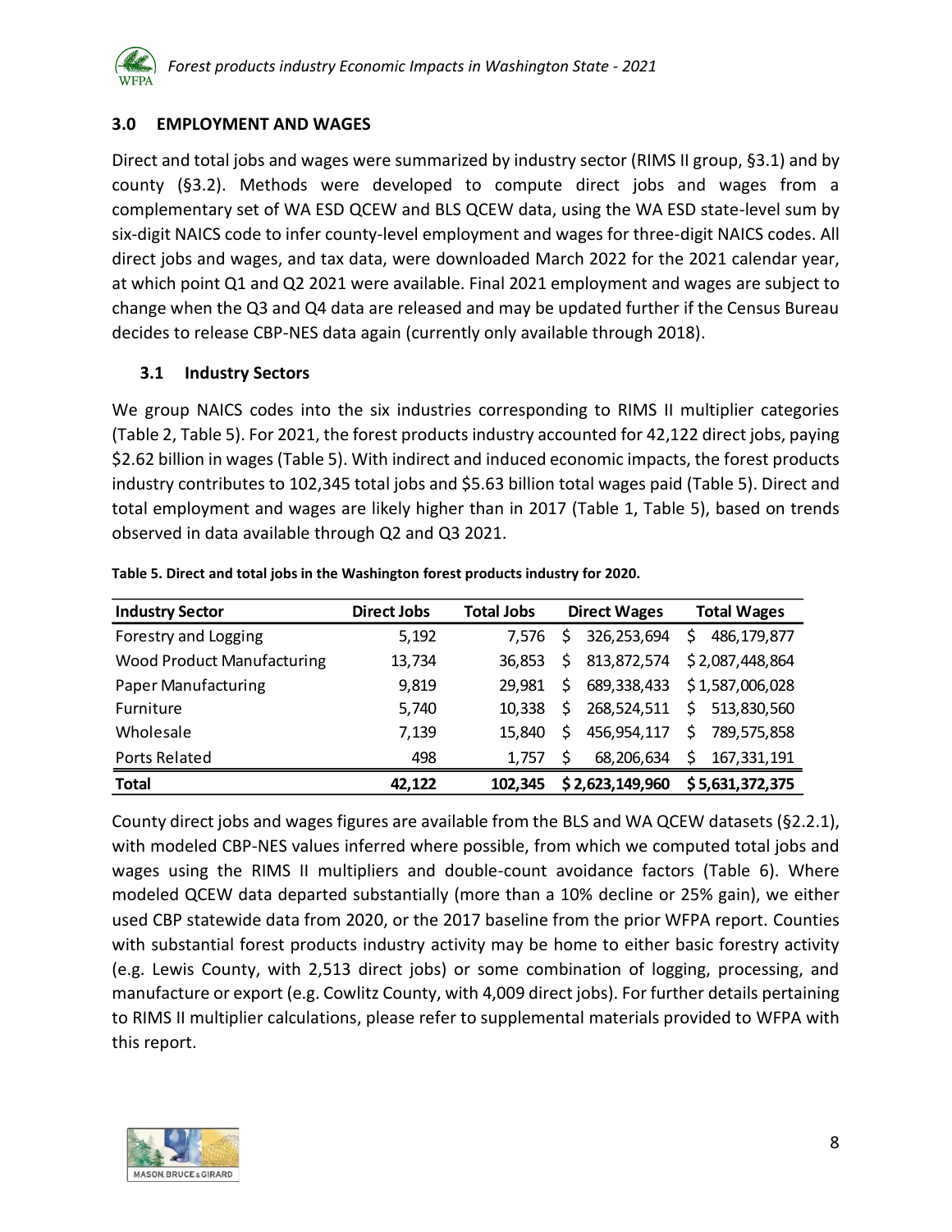## 3.0 EMPLOYMENT AND WAGES

Direct and total jobs and wages were summarized by industry sector (RIMS II group, §3.1) and by county (§3.2). Methods were developed to compute direct jobs and wages from a complementary set of WA ESD QCEW and BLS QCEW data, using the WA ESD state-level sum by six-digit NAICS code to infer county-level employment and wages for three-digit NAICS codes. All direct jobs and wages, and tax data, were downloaded March 2022 for the 2021 calendar year, at which point Q1 and Q2 2021 were available. Final 2021 employment and wages are subject to change when the Q3 and Q4 data are released and may be updated further if the Census Bureau decides to release CBP-NES data again (currently only available through 2018).

### 3.1 Industry Sectors

We group NAICS codes into the six industries corresponding to RIMS II multiplier categories (Table 2, Table 5). For 2021, the forest products industry accounted for 42,122 direct jobs, paying \$2.62 billion in wages (Table 5). With indirect and induced economic impacts, the forest products industry contributes to 102,345 total jobs and \$5.63 billion total wages paid (Table 5). Direct and total employment and wages are likely higher than in 2017 (Table 1, Table 5), based on trends observed in data available through Q2 and Q3 2021.

**Table 5. Direct and total jobs in the Washington forest products industry for 2020.**

| Industry Sector | Direct Jobs | Total Jobs | Direct Wages | Total Wages |
|---|---|---|---|---|
| Forestry and Logging | 5,192 | 7,576 | \$ 326,253,694 | \$ 486,179,877 |
| Wood Product Manufacturing | 13,734 | 36,853 | \$ 813,872,574 | \$ 2,087,448,864 |
| Paper Manufacturing | 9,819 | 29,981 | \$ 689,338,433 | \$ 1,587,006,028 |
| Furniture | 5,740 | 10,338 | \$ 268,524,511 | \$ 513,830,560 |
| Wholesale | 7,139 | 15,840 | \$ 456,954,117 | \$ 789,575,858 |
| Ports Related | 498 | 1,757 | \$ 68,206,634 | \$ 167,331,191 |
| **Total** | **42,122** | **102,345** | **\$ 2,623,149,960** | **\$ 5,631,372,375** |

County direct jobs and wages figures are available from the BLS and WA QCEW datasets (§2.2.1), with modeled CBP-NES values inferred where possible, from which we computed total jobs and wages using the RIMS II multipliers and double-count avoidance factors (Table 6). Where modeled QCEW data departed substantially (more than a 10% decline or 25% gain), we either used CBP statewide data from 2020, or the 2017 baseline from the prior WFPA report. Counties with substantial forest products industry activity may be home to either basic forestry activity (e.g. Lewis County, with 2,513 direct jobs) or some combination of logging, processing, and manufacture or export (e.g. Cowlitz County, with 4,009 direct jobs). For further details pertaining to RIMS II multiplier calculations, please refer to supplemental materials provided to WFPA with this report.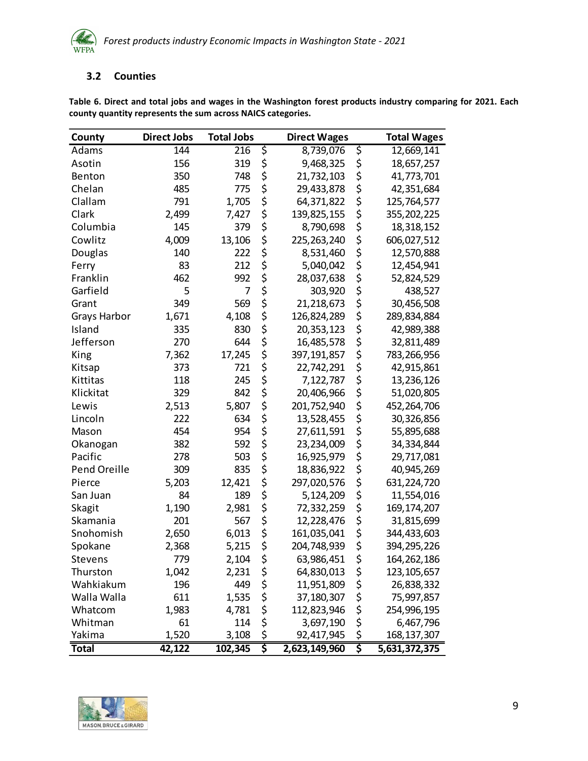### 3.2 Counties

**Table 6. Direct and total jobs and wages in the Washington forest products industry comparing for 2021. Each county quantity represents the sum across NAICS categories.**

| County | Direct Jobs | Total Jobs | Direct Wages | Total Wages |
|---|---|---|---|---|
| Adams | 144 | 216 | $ 8,739,076 | $ 12,669,141 |
| Asotin | 156 | 319 | $ 9,468,325 | $ 18,657,257 |
| Benton | 350 | 748 | $ 21,732,103 | $ 41,773,701 |
| Chelan | 485 | 775 | $ 29,433,878 | $ 42,351,684 |
| Clallam | 791 | 1,705 | $ 64,371,822 | $ 125,764,577 |
| Clark | 2,499 | 7,427 | $ 139,825,155 | $ 355,202,225 |
| Columbia | 145 | 379 | $ 8,790,698 | $ 18,318,152 |
| Cowlitz | 4,009 | 13,106 | $ 225,263,240 | $ 606,027,512 |
| Douglas | 140 | 222 | $ 8,531,460 | $ 12,570,888 |
| Ferry | 83 | 212 | $ 5,040,042 | $ 12,454,941 |
| Franklin | 462 | 992 | $ 28,037,638 | $ 52,824,529 |
| Garfield | 5 | 7 | $ 303,920 | $ 438,527 |
| Grant | 349 | 569 | $ 21,218,673 | $ 30,456,508 |
| Grays Harbor | 1,671 | 4,108 | $ 126,824,289 | $ 289,834,884 |
| Island | 335 | 830 | $ 20,353,123 | $ 42,989,388 |
| Jefferson | 270 | 644 | $ 16,485,578 | $ 32,811,489 |
| King | 7,362 | 17,245 | $ 397,191,857 | $ 783,266,956 |
| Kitsap | 373 | 721 | $ 22,742,291 | $ 42,915,861 |
| Kittitas | 118 | 245 | $ 7,122,787 | $ 13,236,126 |
| Klickitat | 329 | 842 | $ 20,406,966 | $ 51,020,805 |
| Lewis | 2,513 | 5,807 | $ 201,752,940 | $ 452,264,706 |
| Lincoln | 222 | 634 | $ 13,528,455 | $ 30,326,856 |
| Mason | 454 | 954 | $ 27,611,591 | $ 55,895,688 |
| Okanogan | 382 | 592 | $ 23,234,009 | $ 34,334,844 |
| Pacific | 278 | 503 | $ 16,925,979 | $ 29,717,081 |
| Pend Oreille | 309 | 835 | $ 18,836,922 | $ 40,945,269 |
| Pierce | 5,203 | 12,421 | $ 297,020,576 | $ 631,224,720 |
| San Juan | 84 | 189 | $ 5,124,209 | $ 11,554,016 |
| Skagit | 1,190 | 2,981 | $ 72,332,259 | $ 169,174,207 |
| Skamania | 201 | 567 | $ 12,228,476 | $ 31,815,699 |
| Snohomish | 2,650 | 6,013 | $ 161,035,041 | $ 344,433,603 |
| Spokane | 2,368 | 5,215 | $ 204,748,939 | $ 394,295,226 |
| Stevens | 779 | 2,104 | $ 63,986,451 | $ 164,262,186 |
| Thurston | 1,042 | 2,231 | $ 64,830,013 | $ 123,105,657 |
| Wahkiakum | 196 | 449 | $ 11,951,809 | $ 26,838,332 |
| Walla Walla | 611 | 1,535 | $ 37,180,307 | $ 75,997,857 |
| Whatcom | 1,983 | 4,781 | $ 112,823,946 | $ 254,996,195 |
| Whitman | 61 | 114 | $ 3,697,190 | $ 6,467,796 |
| Yakima | 1,520 | 3,108 | $ 92,417,945 | $ 168,137,307 |
| **Total** | **42,122** | **102,345** | **$ 2,623,149,960** | **$ 5,631,372,375** |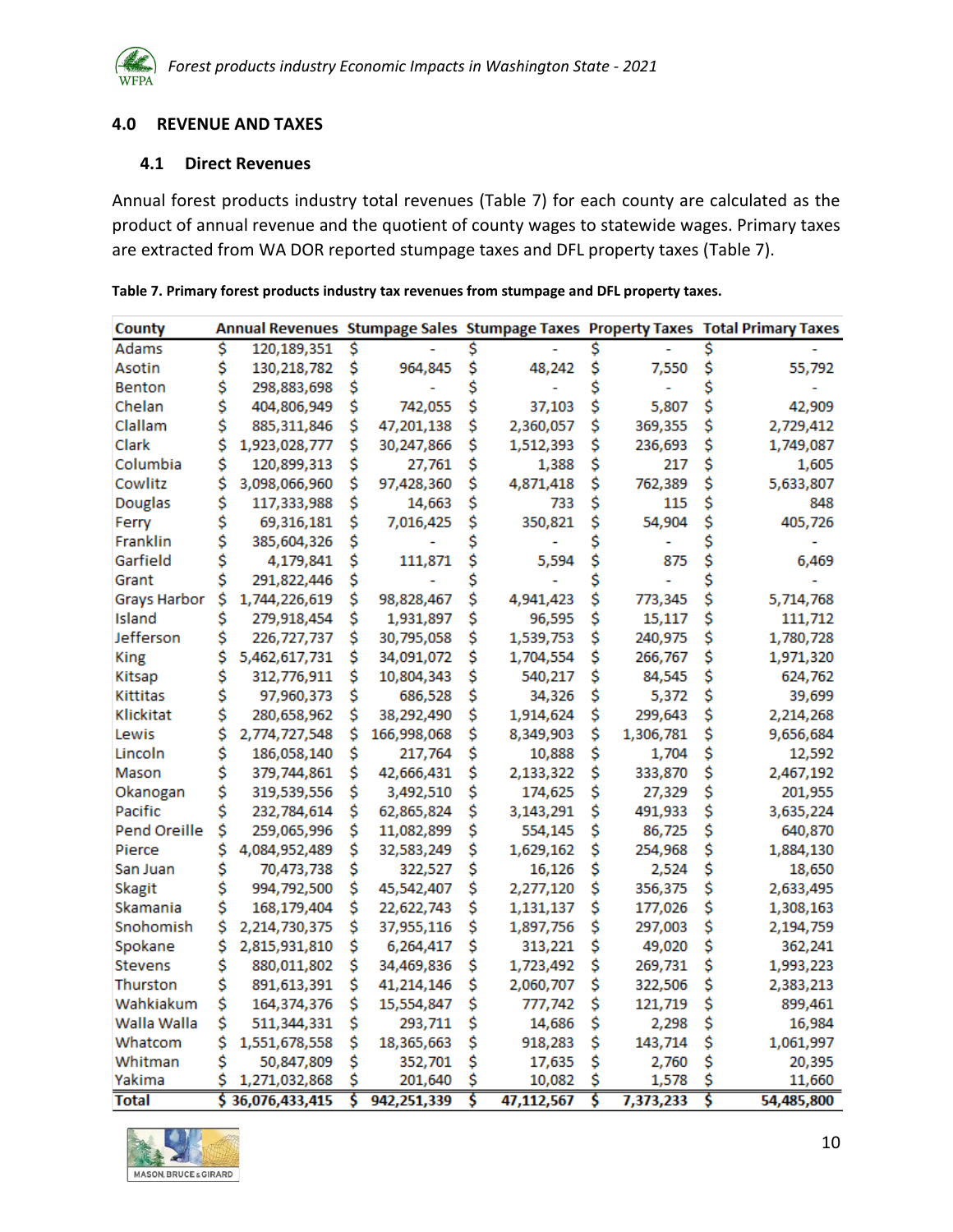## 4.0 REVENUE AND TAXES

### 4.1 Direct Revenues

Annual forest products industry total revenues (Table 7) for each county are calculated as the product of annual revenue and the quotient of county wages to statewide wages. Primary taxes are extracted from WA DOR reported stumpage taxes and DFL property taxes (Table 7).

**Table 7. Primary forest products industry tax revenues from stumpage and DFL property taxes.**

| County | Annual Revenues | Stumpage Sales | Stumpage Taxes | Property Taxes | Total Primary Taxes |
|---|---|---|---|---|---|
| Adams | $ 120,189,351 | $ - | $ - | $ - | $ - |
| Asotin | $ 130,218,782 | $ 964,845 | $ 48,242 | $ 7,550 | $ 55,792 |
| Benton | $ 298,883,698 | $ - | $ - | $ - | $ - |
| Chelan | $ 404,806,949 | $ 742,055 | $ 37,103 | $ 5,807 | $ 42,909 |
| Clallam | $ 885,311,846 | $ 47,201,138 | $ 2,360,057 | $ 369,355 | $ 2,729,412 |
| Clark | $ 1,923,028,777 | $ 30,247,866 | $ 1,512,393 | $ 236,693 | $ 1,749,087 |
| Columbia | $ 120,899,313 | $ 27,761 | $ 1,388 | $ 217 | $ 1,605 |
| Cowlitz | $ 3,098,066,960 | $ 97,428,360 | $ 4,871,418 | $ 762,389 | $ 5,633,807 |
| Douglas | $ 117,333,988 | $ 14,663 | $ 733 | $ 115 | $ 848 |
| Ferry | $ 69,316,181 | $ 7,016,425 | $ 350,821 | $ 54,904 | $ 405,726 |
| Franklin | $ 385,604,326 | $ - | $ - | $ - | $ - |
| Garfield | $ 4,179,841 | $ 111,871 | $ 5,594 | $ 875 | $ 6,469 |
| Grant | $ 291,822,446 | $ - | $ - | $ - | $ - |
| Grays Harbor | $ 1,744,226,619 | $ 98,828,467 | $ 4,941,423 | $ 773,345 | $ 5,714,768 |
| Island | $ 279,918,454 | $ 1,931,897 | $ 96,595 | $ 15,117 | $ 111,712 |
| Jefferson | $ 226,727,737 | $ 30,795,058 | $ 1,539,753 | $ 240,975 | $ 1,780,728 |
| King | $ 5,462,617,731 | $ 34,091,072 | $ 1,704,554 | $ 266,767 | $ 1,971,320 |
| Kitsap | $ 312,776,911 | $ 10,804,343 | $ 540,217 | $ 84,545 | $ 624,762 |
| Kittitas | $ 97,960,373 | $ 686,528 | $ 34,326 | $ 5,372 | $ 39,699 |
| Klickitat | $ 280,658,962 | $ 38,292,490 | $ 1,914,624 | $ 299,643 | $ 2,214,268 |
| Lewis | $ 2,774,727,548 | $ 166,998,068 | $ 8,349,903 | $ 1,306,781 | $ 9,656,684 |
| Lincoln | $ 186,058,140 | $ 217,764 | $ 10,888 | $ 1,704 | $ 12,592 |
| Mason | $ 379,744,861 | $ 42,666,431 | $ 2,133,322 | $ 333,870 | $ 2,467,192 |
| Okanogan | $ 319,539,556 | $ 3,492,510 | $ 174,625 | $ 27,329 | $ 201,955 |
| Pacific | $ 232,784,614 | $ 62,865,824 | $ 3,143,291 | $ 491,933 | $ 3,635,224 |
| Pend Oreille | $ 259,065,996 | $ 11,082,899 | $ 554,145 | $ 86,725 | $ 640,870 |
| Pierce | $ 4,084,952,489 | $ 32,583,249 | $ 1,629,162 | $ 254,968 | $ 1,884,130 |
| San Juan | $ 70,473,738 | $ 322,527 | $ 16,126 | $ 2,524 | $ 18,650 |
| Skagit | $ 994,792,500 | $ 45,542,407 | $ 2,277,120 | $ 356,375 | $ 2,633,495 |
| Skamania | $ 168,179,404 | $ 22,622,743 | $ 1,131,137 | $ 177,026 | $ 1,308,163 |
| Snohomish | $ 2,214,730,375 | $ 37,955,116 | $ 1,897,756 | $ 297,003 | $ 2,194,759 |
| Spokane | $ 2,815,931,810 | $ 6,264,417 | $ 313,221 | $ 49,020 | $ 362,241 |
| Stevens | $ 880,011,802 | $ 34,469,836 | $ 1,723,492 | $ 269,731 | $ 1,993,223 |
| Thurston | $ 891,613,391 | $ 41,214,146 | $ 2,060,707 | $ 322,506 | $ 2,383,213 |
| Wahkiakum | $ 164,374,376 | $ 15,554,847 | $ 777,742 | $ 121,719 | $ 899,461 |
| Walla Walla | $ 511,344,331 | $ 293,711 | $ 14,686 | $ 2,298 | $ 16,984 |
| Whatcom | $ 1,551,678,558 | $ 18,365,663 | $ 918,283 | $ 143,714 | $ 1,061,997 |
| Whitman | $ 50,847,809 | $ 352,701 | $ 17,635 | $ 2,760 | $ 20,395 |
| Yakima | $ 1,271,032,868 | $ 201,640 | $ 10,082 | $ 1,578 | $ 11,660 |
| **Total** | **$ 36,076,433,415** | **$ 942,251,339** | **$ 47,112,567** | **$ 7,373,233** | **$ 54,485,800** |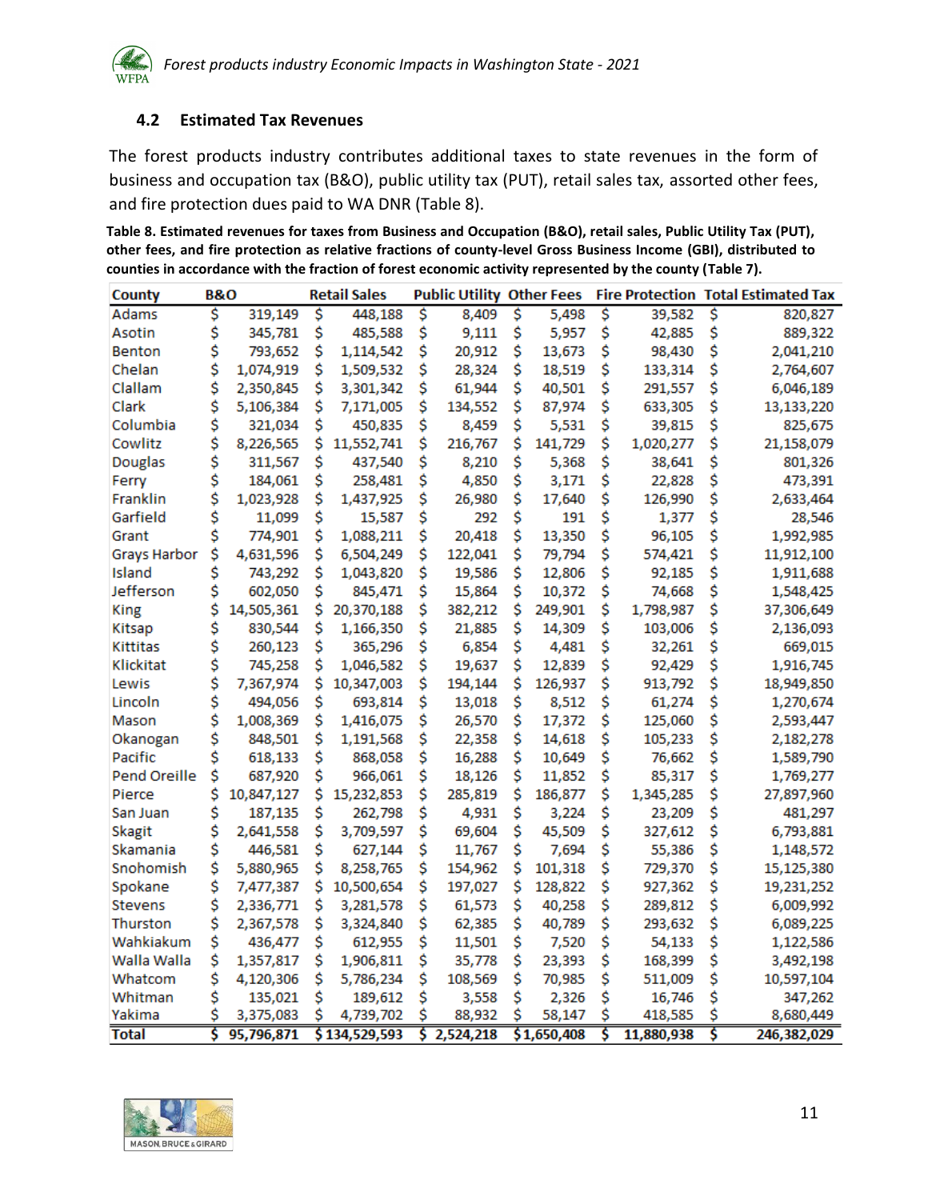### 4.2 Estimated Tax Revenues

The forest products industry contributes additional taxes to state revenues in the form of business and occupation tax (B&O), public utility tax (PUT), retail sales tax, assorted other fees, and fire protection dues paid to WA DNR (Table 8).

**Table 8. Estimated revenues for taxes from Business and Occupation (B&O), retail sales, Public Utility Tax (PUT), other fees, and fire protection as relative fractions of county-level Gross Business Income (GBI), distributed to counties in accordance with the fraction of forest economic activity represented by the county (Table 7).**

| County | B&O | Retail Sales | Public Utility | Other Fees | Fire Protection | Total Estimated Tax |
|---|---|---|---|---|---|---|
| Adams | $ 319,149 | $ 448,188 | $ 8,409 | $ 5,498 | $ 39,582 | $ 820,827 |
| Asotin | $ 345,781 | $ 485,588 | $ 9,111 | $ 5,957 | $ 42,885 | $ 889,322 |
| Benton | $ 793,652 | $ 1,114,542 | $ 20,912 | $ 13,673 | $ 98,430 | $ 2,041,210 |
| Chelan | $ 1,074,919 | $ 1,509,532 | $ 28,324 | $ 18,519 | $ 133,314 | $ 2,764,607 |
| Clallam | $ 2,350,845 | $ 3,301,342 | $ 61,944 | $ 40,501 | $ 291,557 | $ 6,046,189 |
| Clark | $ 5,106,384 | $ 7,171,005 | $ 134,552 | $ 87,974 | $ 633,305 | $ 13,133,220 |
| Columbia | $ 321,034 | $ 450,835 | $ 8,459 | $ 5,531 | $ 39,815 | $ 825,675 |
| Cowlitz | $ 8,226,565 | $ 11,552,741 | $ 216,767 | $ 141,729 | $ 1,020,277 | $ 21,158,079 |
| Douglas | $ 311,567 | $ 437,540 | $ 8,210 | $ 5,368 | $ 38,641 | $ 801,326 |
| Ferry | $ 184,061 | $ 258,481 | $ 4,850 | $ 3,171 | $ 22,828 | $ 473,391 |
| Franklin | $ 1,023,928 | $ 1,437,925 | $ 26,980 | $ 17,640 | $ 126,990 | $ 2,633,464 |
| Garfield | $ 11,099 | $ 15,587 | $ 292 | $ 191 | $ 1,377 | $ 28,546 |
| Grant | $ 774,901 | $ 1,088,211 | $ 20,418 | $ 13,350 | $ 96,105 | $ 1,992,985 |
| Grays Harbor | $ 4,631,596 | $ 6,504,249 | $ 122,041 | $ 79,794 | $ 574,421 | $ 11,912,100 |
| Island | $ 743,292 | $ 1,043,820 | $ 19,586 | $ 12,806 | $ 92,185 | $ 1,911,688 |
| Jefferson | $ 602,050 | $ 845,471 | $ 15,864 | $ 10,372 | $ 74,668 | $ 1,548,425 |
| King | $ 14,505,361 | $ 20,370,188 | $ 382,212 | $ 249,901 | $ 1,798,987 | $ 37,306,649 |
| Kitsap | $ 830,544 | $ 1,166,350 | $ 21,885 | $ 14,309 | $ 103,006 | $ 2,136,093 |
| Kittitas | $ 260,123 | $ 365,296 | $ 6,854 | $ 4,481 | $ 32,261 | $ 669,015 |
| Klickitat | $ 745,258 | $ 1,046,582 | $ 19,637 | $ 12,839 | $ 92,429 | $ 1,916,745 |
| Lewis | $ 7,367,974 | $ 10,347,003 | $ 194,144 | $ 126,937 | $ 913,792 | $ 18,949,850 |
| Lincoln | $ 494,056 | $ 693,814 | $ 13,018 | $ 8,512 | $ 61,274 | $ 1,270,674 |
| Mason | $ 1,008,369 | $ 1,416,075 | $ 26,570 | $ 17,372 | $ 125,060 | $ 2,593,447 |
| Okanogan | $ 848,501 | $ 1,191,568 | $ 22,358 | $ 14,618 | $ 105,233 | $ 2,182,278 |
| Pacific | $ 618,133 | $ 868,058 | $ 16,288 | $ 10,649 | $ 76,662 | $ 1,589,790 |
| Pend Oreille | $ 687,920 | $ 966,061 | $ 18,126 | $ 11,852 | $ 85,317 | $ 1,769,277 |
| Pierce | $ 10,847,127 | $ 15,232,853 | $ 285,819 | $ 186,877 | $ 1,345,285 | $ 27,897,960 |
| San Juan | $ 187,135 | $ 262,798 | $ 4,931 | $ 3,224 | $ 23,209 | $ 481,297 |
| Skagit | $ 2,641,558 | $ 3,709,597 | $ 69,604 | $ 45,509 | $ 327,612 | $ 6,793,881 |
| Skamania | $ 446,581 | $ 627,144 | $ 11,767 | $ 7,694 | $ 55,386 | $ 1,148,572 |
| Snohomish | $ 5,880,965 | $ 8,258,765 | $ 154,962 | $ 101,318 | $ 729,370 | $ 15,125,380 |
| Spokane | $ 7,477,387 | $ 10,500,654 | $ 197,027 | $ 128,822 | $ 927,362 | $ 19,231,252 |
| Stevens | $ 2,336,771 | $ 3,281,578 | $ 61,573 | $ 40,258 | $ 289,812 | $ 6,009,992 |
| Thurston | $ 2,367,578 | $ 3,324,840 | $ 62,385 | $ 40,789 | $ 293,632 | $ 6,089,225 |
| Wahkiakum | $ 436,477 | $ 612,955 | $ 11,501 | $ 7,520 | $ 54,133 | $ 1,122,586 |
| Walla Walla | $ 1,357,817 | $ 1,906,811 | $ 35,778 | $ 23,393 | $ 168,399 | $ 3,492,198 |
| Whatcom | $ 4,120,306 | $ 5,786,234 | $ 108,569 | $ 70,985 | $ 511,009 | $ 10,597,104 |
| Whitman | $ 135,021 | $ 189,612 | $ 3,558 | $ 2,326 | $ 16,746 | $ 347,262 |
| Yakima | $ 3,375,083 | $ 4,739,702 | $ 88,932 | $ 58,147 | $ 418,585 | $ 8,680,449 |
| **Total** | **$ 95,796,871** | **$ 134,529,593** | **$ 2,524,218** | **$ 1,650,408** | **$ 11,880,938** | **$ 246,382,029** |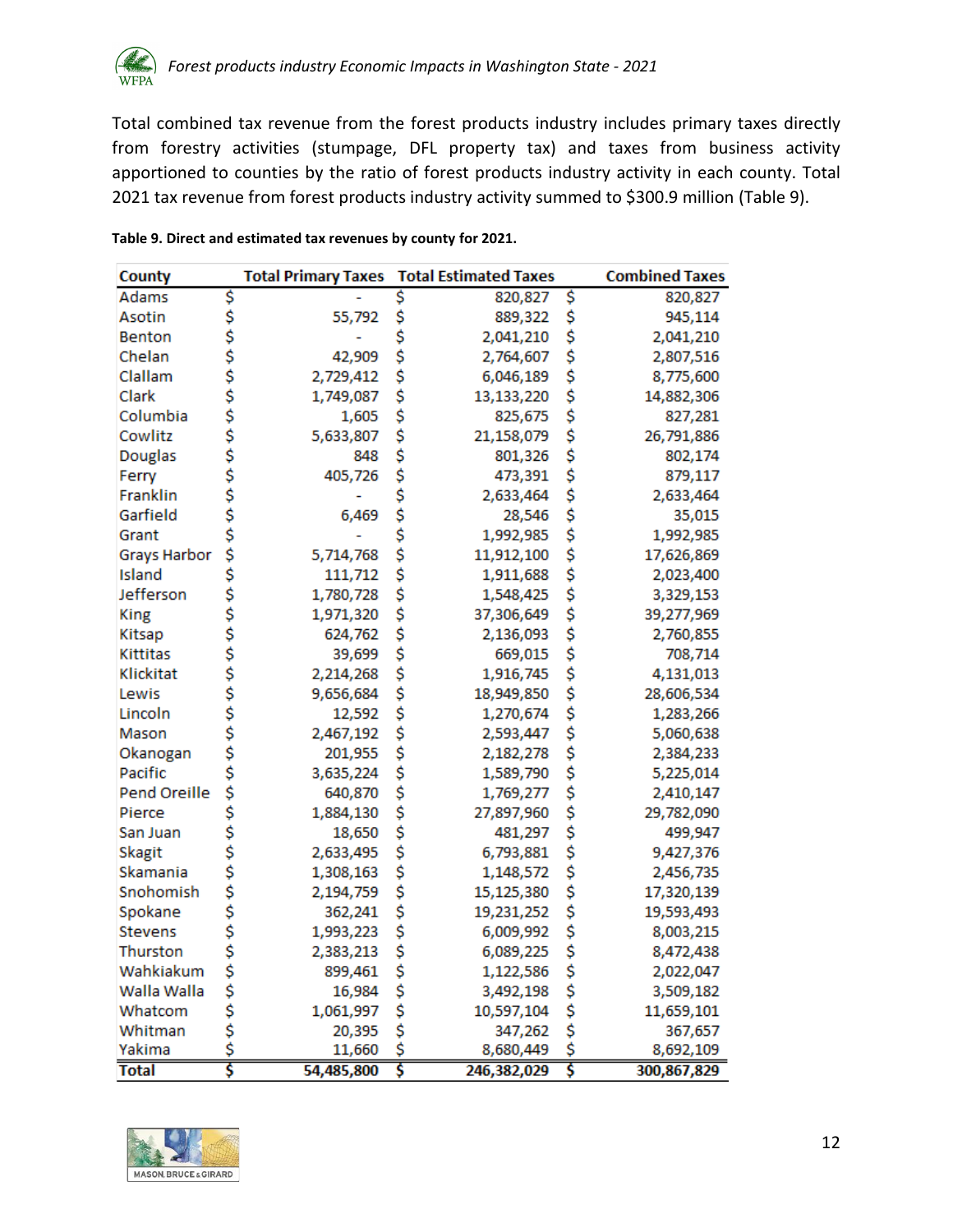Total combined tax revenue from the forest products industry includes primary taxes directly from forestry activities (stumpage, DFL property tax) and taxes from business activity apportioned to counties by the ratio of forest products industry activity in each county. Total 2021 tax revenue from forest products industry activity summed to $300.9 million (Table 9).

**Table 9. Direct and estimated tax revenues by county for 2021.**

| County | Total Primary Taxes | Total Estimated Taxes | Combined Taxes |
|---|---|---|---|
| Adams | $ - | $ 820,827 | $ 820,827 |
| Asotin | $ 55,792 | $ 889,322 | $ 945,114 |
| Benton | $ - | $ 2,041,210 | $ 2,041,210 |
| Chelan | $ 42,909 | $ 2,764,607 | $ 2,807,516 |
| Clallam | $ 2,729,412 | $ 6,046,189 | $ 8,775,600 |
| Clark | $ 1,749,087 | $ 13,133,220 | $ 14,882,306 |
| Columbia | $ 1,605 | $ 825,675 | $ 827,281 |
| Cowlitz | $ 5,633,807 | $ 21,158,079 | $ 26,791,886 |
| Douglas | $ 848 | $ 801,326 | $ 802,174 |
| Ferry | $ 405,726 | $ 473,391 | $ 879,117 |
| Franklin | $ - | $ 2,633,464 | $ 2,633,464 |
| Garfield | $ 6,469 | $ 28,546 | $ 35,015 |
| Grant | $ - | $ 1,992,985 | $ 1,992,985 |
| Grays Harbor | $ 5,714,768 | $ 11,912,100 | $ 17,626,869 |
| Island | $ 111,712 | $ 1,911,688 | $ 2,023,400 |
| Jefferson | $ 1,780,728 | $ 1,548,425 | $ 3,329,153 |
| King | $ 1,971,320 | $ 37,306,649 | $ 39,277,969 |
| Kitsap | $ 624,762 | $ 2,136,093 | $ 2,760,855 |
| Kittitas | $ 39,699 | $ 669,015 | $ 708,714 |
| Klickitat | $ 2,214,268 | $ 1,916,745 | $ 4,131,013 |
| Lewis | $ 9,656,684 | $ 18,949,850 | $ 28,606,534 |
| Lincoln | $ 12,592 | $ 1,270,674 | $ 1,283,266 |
| Mason | $ 2,467,192 | $ 2,593,447 | $ 5,060,638 |
| Okanogan | $ 201,955 | $ 2,182,278 | $ 2,384,233 |
| Pacific | $ 3,635,224 | $ 1,589,790 | $ 5,225,014 |
| Pend Oreille | $ 640,870 | $ 1,769,277 | $ 2,410,147 |
| Pierce | $ 1,884,130 | $ 27,897,960 | $ 29,782,090 |
| San Juan | $ 18,650 | $ 481,297 | $ 499,947 |
| Skagit | $ 2,633,495 | $ 6,793,881 | $ 9,427,376 |
| Skamania | $ 1,308,163 | $ 1,148,572 | $ 2,456,735 |
| Snohomish | $ 2,194,759 | $ 15,125,380 | $ 17,320,139 |
| Spokane | $ 362,241 | $ 19,231,252 | $ 19,593,493 |
| Stevens | $ 1,993,223 | $ 6,009,992 | $ 8,003,215 |
| Thurston | $ 2,383,213 | $ 6,089,225 | $ 8,472,438 |
| Wahkiakum | $ 899,461 | $ 1,122,586 | $ 2,022,047 |
| Walla Walla | $ 16,984 | $ 3,492,198 | $ 3,509,182 |
| Whatcom | $ 1,061,997 | $ 10,597,104 | $ 11,659,101 |
| Whitman | $ 20,395 | $ 347,262 | $ 367,657 |
| Yakima | $ 11,660 | $ 8,680,449 | $ 8,692,109 |
| **Total** | **$ 54,485,800** | **$ 246,382,029** | **$ 300,867,829** |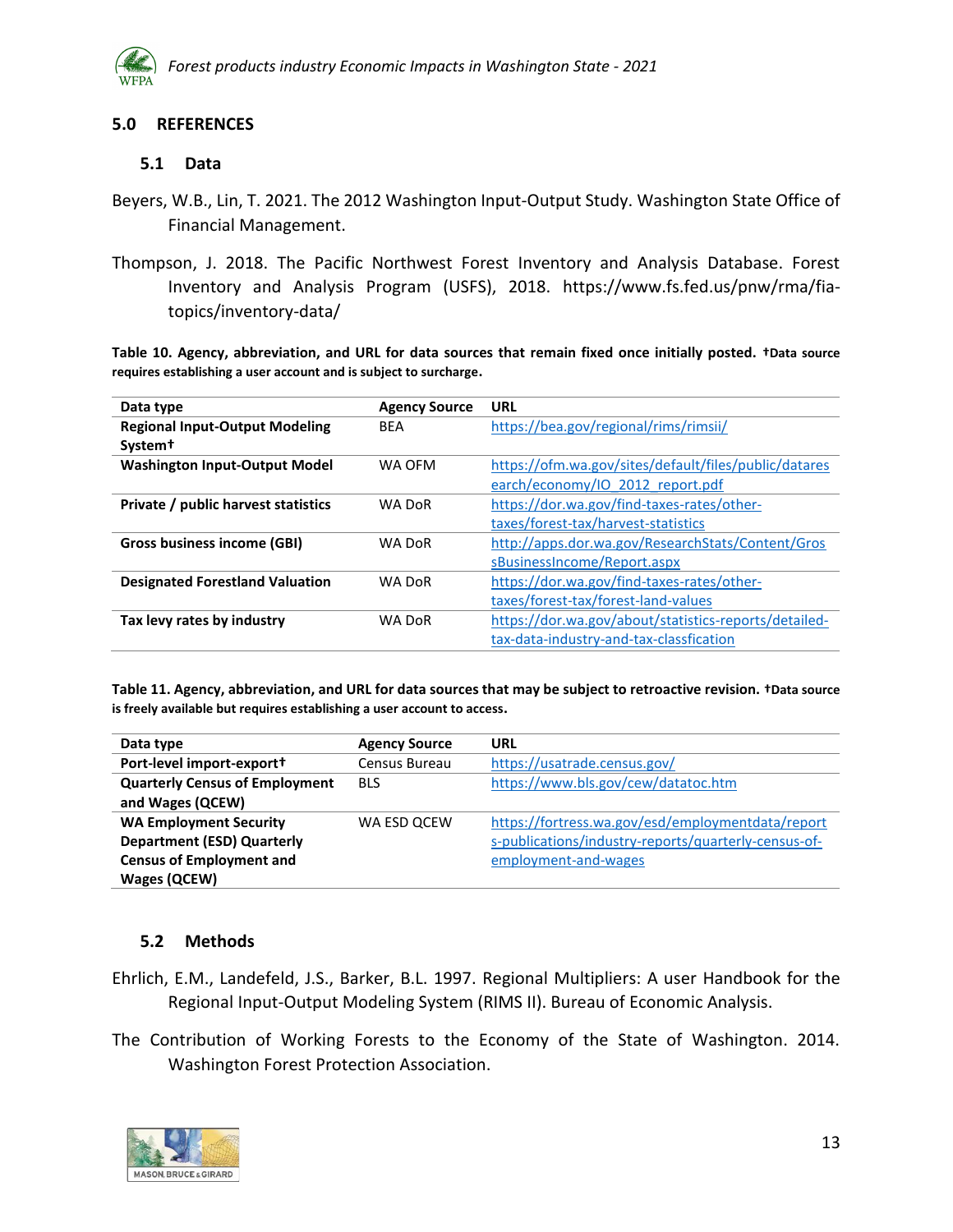## 5.0 REFERENCES

### 5.1 Data

Beyers, W.B., Lin, T. 2021. The 2012 Washington Input-Output Study. Washington State Office of Financial Management.

Thompson, J. 2018. The Pacific Northwest Forest Inventory and Analysis Database. Forest Inventory and Analysis Program (USFS), 2018. https://www.fs.fed.us/pnw/rma/fia-topics/inventory-data/

**Table 10. Agency, abbreviation, and URL for data sources that remain fixed once initially posted. †Data source requires establishing a user account and is subject to surcharge.**

| Data type | Agency Source | URL |
|---|---|---|
| **Regional Input-Output Modeling System†** | BEA | https://bea.gov/regional/rims/rimsii/ |
| **Washington Input-Output Model** | WA OFM | https://ofm.wa.gov/sites/default/files/public/dataresearch/economy/IO_2012_report.pdf |
| **Private / public harvest statistics** | WA DoR | https://dor.wa.gov/find-taxes-rates/other-taxes/forest-tax/harvest-statistics |
| **Gross business income (GBI)** | WA DoR | http://apps.dor.wa.gov/ResearchStats/Content/GrossBusinessIncome/Report.aspx |
| **Designated Forestland Valuation** | WA DoR | https://dor.wa.gov/find-taxes-rates/other-taxes/forest-tax/forest-land-values |
| **Tax levy rates by industry** | WA DoR | https://dor.wa.gov/about/statistics-reports/detailed-tax-data-industry-and-tax-classfication |

**Table 11. Agency, abbreviation, and URL for data sources that may be subject to retroactive revision. †Data source is freely available but requires establishing a user account to access.**

| Data type | Agency Source | URL |
|---|---|---|
| **Port-level import-export†** | Census Bureau | https://usatrade.census.gov/ |
| **Quarterly Census of Employment and Wages (QCEW)** | BLS | https://www.bls.gov/cew/datatoc.htm |
| **WA Employment Security Department (ESD) Quarterly Census of Employment and Wages (QCEW)** | WA ESD QCEW | https://fortress.wa.gov/esd/employmentdata/reports-publications/industry-reports/quarterly-census-of-employment-and-wages |

### 5.2 Methods

Ehrlich, E.M., Landefeld, J.S., Barker, B.L. 1997. Regional Multipliers: A user Handbook for the Regional Input-Output Modeling System (RIMS II). Bureau of Economic Analysis.

The Contribution of Working Forests to the Economy of the State of Washington. 2014. Washington Forest Protection Association.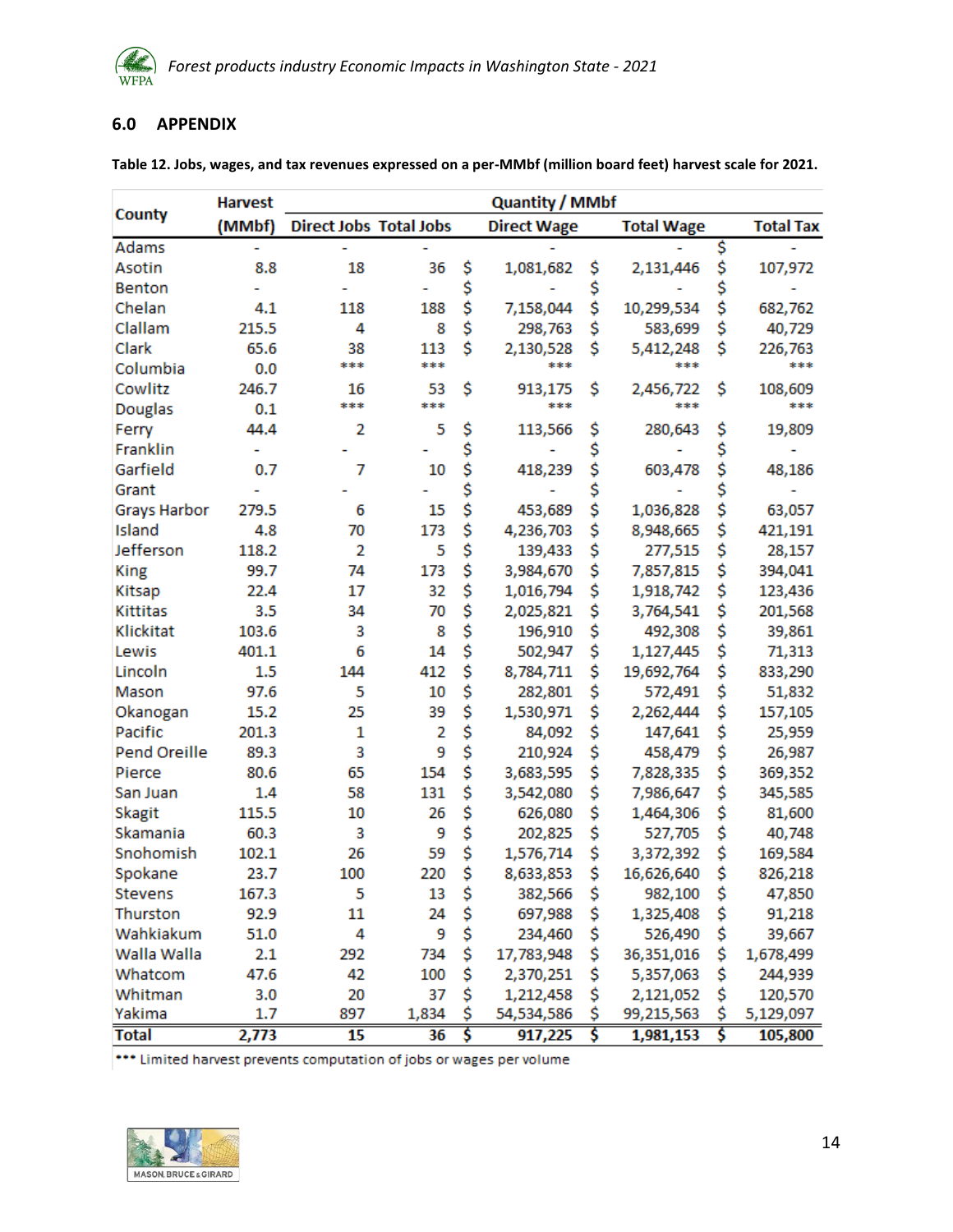## 6.0 APPENDIX

**Table 12. Jobs, wages, and tax revenues expressed on a per-MMbf (million board feet) harvest scale for 2021.**

| County | Harvest | Quantity / MMbf | | | | |
|---|---|---|---|---|---|---|
| | (MMbf) | Direct Jobs | Total Jobs | Direct Wage | Total Wage | Total Tax |
| Adams | - | - | - | - | - | $ - |
| Asotin | 8.8 | 18 | 36 | $ 1,081,682 | $ 2,131,446 | $ 107,972 |
| Benton | - | - | - | $ - | $ - | $ - |
| Chelan | 4.1 | 118 | 188 | $ 7,158,044 | $ 10,299,534 | $ 682,762 |
| Clallam | 215.5 | 4 | 8 | $ 298,763 | $ 583,699 | $ 40,729 |
| Clark | 65.6 | 38 | 113 | $ 2,130,528 | $ 5,412,248 | $ 226,763 |
| Columbia | 0.0 | *** | *** | *** | *** | *** |
| Cowlitz | 246.7 | 16 | 53 | $ 913,175 | $ 2,456,722 | $ 108,609 |
| Douglas | 0.1 | *** | *** | *** | *** | *** |
| Ferry | 44.4 | 2 | 5 | $ 113,566 | $ 280,643 | $ 19,809 |
| Franklin | - | - | - | $ - | $ - | $ - |
| Garfield | 0.7 | 7 | 10 | $ 418,239 | $ 603,478 | $ 48,186 |
| Grant | - | - | - | $ - | $ - | $ - |
| Grays Harbor | 279.5 | 6 | 15 | $ 453,689 | $ 1,036,828 | $ 63,057 |
| Island | 4.8 | 70 | 173 | $ 4,236,703 | $ 8,948,665 | $ 421,191 |
| Jefferson | 118.2 | 2 | 5 | $ 139,433 | $ 277,515 | $ 28,157 |
| King | 99.7 | 74 | 173 | $ 3,984,670 | $ 7,857,815 | $ 394,041 |
| Kitsap | 22.4 | 17 | 32 | $ 1,016,794 | $ 1,918,742 | $ 123,436 |
| Kittitas | 3.5 | 34 | 70 | $ 2,025,821 | $ 3,764,541 | $ 201,568 |
| Klickitat | 103.6 | 3 | 8 | $ 196,910 | $ 492,308 | $ 39,861 |
| Lewis | 401.1 | 6 | 14 | $ 502,947 | $ 1,127,445 | $ 71,313 |
| Lincoln | 1.5 | 144 | 412 | $ 8,784,711 | $ 19,692,764 | $ 833,290 |
| Mason | 97.6 | 5 | 10 | $ 282,801 | $ 572,491 | $ 51,832 |
| Okanogan | 15.2 | 25 | 39 | $ 1,530,971 | $ 2,262,444 | $ 157,105 |
| Pacific | 201.3 | 1 | 2 | $ 84,092 | $ 147,641 | $ 25,959 |
| Pend Oreille | 89.3 | 3 | 9 | $ 210,924 | $ 458,479 | $ 26,987 |
| Pierce | 80.6 | 65 | 154 | $ 3,683,595 | $ 7,828,335 | $ 369,352 |
| San Juan | 1.4 | 58 | 131 | $ 3,542,080 | $ 7,986,647 | $ 345,585 |
| Skagit | 115.5 | 10 | 26 | $ 626,080 | $ 1,464,306 | $ 81,600 |
| Skamania | 60.3 | 3 | 9 | $ 202,825 | $ 527,705 | $ 40,748 |
| Snohomish | 102.1 | 26 | 59 | $ 1,576,714 | $ 3,372,392 | $ 169,584 |
| Spokane | 23.7 | 100 | 220 | $ 8,633,853 | $ 16,626,640 | $ 826,218 |
| Stevens | 167.3 | 5 | 13 | $ 382,566 | $ 982,100 | $ 47,850 |
| Thurston | 92.9 | 11 | 24 | $ 697,988 | $ 1,325,408 | $ 91,218 |
| Wahkiakum | 51.0 | 4 | 9 | $ 234,460 | $ 526,490 | $ 39,667 |
| Walla Walla | 2.1 | 292 | 734 | $ 17,783,948 | $ 36,351,016 | $ 1,678,499 |
| Whatcom | 47.6 | 42 | 100 | $ 2,370,251 | $ 5,357,063 | $ 244,939 |
| Whitman | 3.0 | 20 | 37 | $ 1,212,458 | $ 2,121,052 | $ 120,570 |
| Yakima | 1.7 | 897 | 1,834 | $ 54,534,586 | $ 99,215,563 | $ 5,129,097 |
| **Total** | **2,773** | **15** | **36** | **$ 917,225** | **$ 1,981,153** | **$ 105,800** |

*** Limited harvest prevents computation of jobs or wages per volume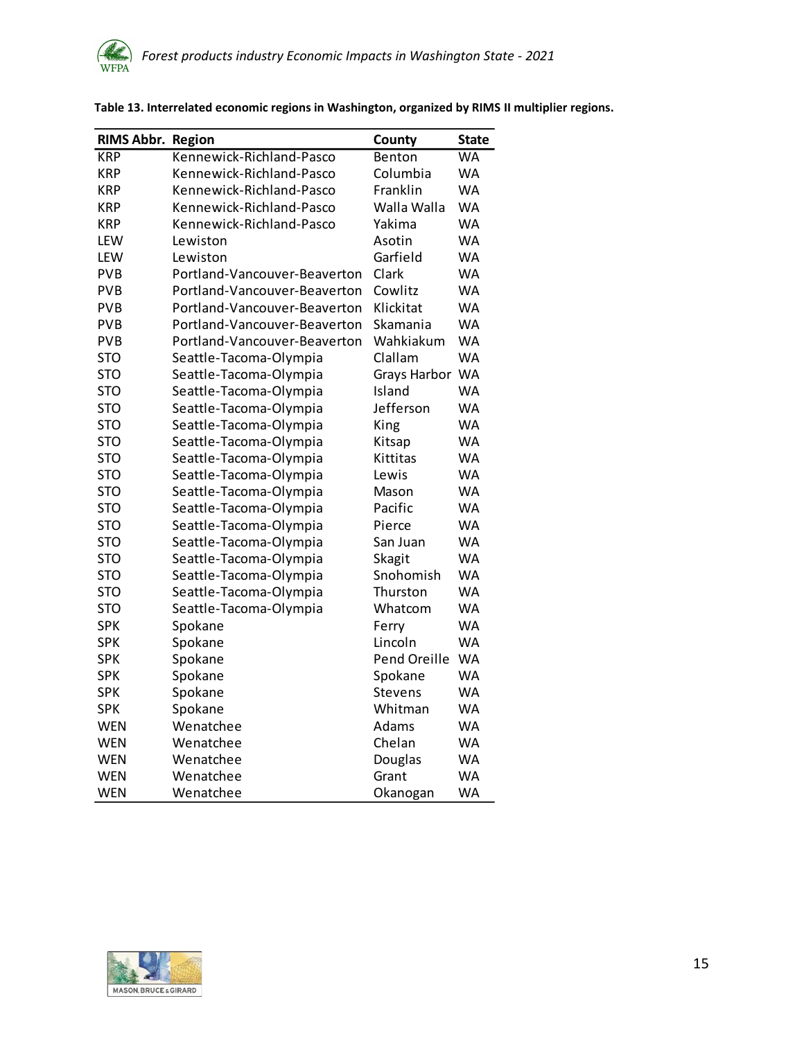**Table 13. Interrelated economic regions in Washington, organized by RIMS II multiplier regions.**

| RIMS Abbr. | Region | County | State |
|---|---|---|---|
| KRP | Kennewick-Richland-Pasco | Benton | WA |
| KRP | Kennewick-Richland-Pasco | Columbia | WA |
| KRP | Kennewick-Richland-Pasco | Franklin | WA |
| KRP | Kennewick-Richland-Pasco | Walla Walla | WA |
| KRP | Kennewick-Richland-Pasco | Yakima | WA |
| LEW | Lewiston | Asotin | WA |
| LEW | Lewiston | Garfield | WA |
| PVB | Portland-Vancouver-Beaverton | Clark | WA |
| PVB | Portland-Vancouver-Beaverton | Cowlitz | WA |
| PVB | Portland-Vancouver-Beaverton | Klickitat | WA |
| PVB | Portland-Vancouver-Beaverton | Skamania | WA |
| PVB | Portland-Vancouver-Beaverton | Wahkiakum | WA |
| STO | Seattle-Tacoma-Olympia | Clallam | WA |
| STO | Seattle-Tacoma-Olympia | Grays Harbor | WA |
| STO | Seattle-Tacoma-Olympia | Island | WA |
| STO | Seattle-Tacoma-Olympia | Jefferson | WA |
| STO | Seattle-Tacoma-Olympia | King | WA |
| STO | Seattle-Tacoma-Olympia | Kitsap | WA |
| STO | Seattle-Tacoma-Olympia | Kittitas | WA |
| STO | Seattle-Tacoma-Olympia | Lewis | WA |
| STO | Seattle-Tacoma-Olympia | Mason | WA |
| STO | Seattle-Tacoma-Olympia | Pacific | WA |
| STO | Seattle-Tacoma-Olympia | Pierce | WA |
| STO | Seattle-Tacoma-Olympia | San Juan | WA |
| STO | Seattle-Tacoma-Olympia | Skagit | WA |
| STO | Seattle-Tacoma-Olympia | Snohomish | WA |
| STO | Seattle-Tacoma-Olympia | Thurston | WA |
| STO | Seattle-Tacoma-Olympia | Whatcom | WA |
| SPK | Spokane | Ferry | WA |
| SPK | Spokane | Lincoln | WA |
| SPK | Spokane | Pend Oreille | WA |
| SPK | Spokane | Spokane | WA |
| SPK | Spokane | Stevens | WA |
| SPK | Spokane | Whitman | WA |
| WEN | Wenatchee | Adams | WA |
| WEN | Wenatchee | Chelan | WA |
| WEN | Wenatchee | Douglas | WA |
| WEN | Wenatchee | Grant | WA |
| WEN | Wenatchee | Okanogan | WA |